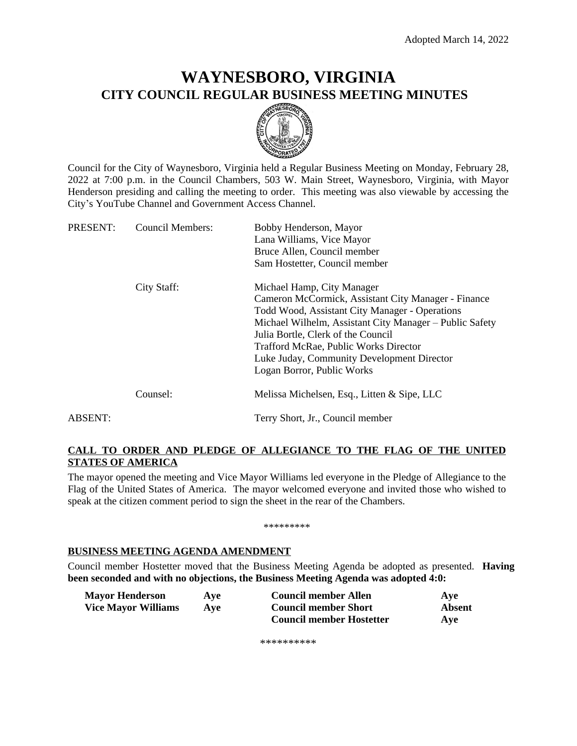Adopted March 14, 2022

# WAYNESBORO, VIRGINIA
## CITY COUNCIL REGULAR BUSINESS MEETING MINUTES

Council for the City of Waynesboro, Virginia held a Regular Business Meeting on Monday, February 28, 2022 at 7:00 p.m. in the Council Chambers, 503 W. Main Street, Waynesboro, Virginia, with Mayor Henderson presiding and calling the meeting to order. This meeting was also viewable by accessing the City's YouTube Channel and Government Access Channel.

| | | |
|---|---|---|
| PRESENT: | Council Members: | Bobby Henderson, Mayor<br>Lana Williams, Vice Mayor<br>Bruce Allen, Council member<br>Sam Hostetter, Council member |
| | City Staff: | Michael Hamp, City Manager<br>Cameron McCormick, Assistant City Manager - Finance<br>Todd Wood, Assistant City Manager - Operations<br>Michael Wilhelm, Assistant City Manager – Public Safety<br>Julia Bortle, Clerk of the Council<br>Trafford McRae, Public Works Director<br>Luke Juday, Community Development Director<br>Logan Borror, Public Works |
| | Counsel: | Melissa Michelsen, Esq., Litten & Sipe, LLC |
| ABSENT: | | Terry Short, Jr., Council member |

**CALL TO ORDER AND PLEDGE OF ALLEGIANCE TO THE FLAG OF THE UNITED STATES OF AMERICA**

The mayor opened the meeting and Vice Mayor Williams led everyone in the Pledge of Allegiance to the Flag of the United States of America. The mayor welcomed everyone and invited those who wished to speak at the citizen comment period to sign the sheet in the rear of the Chambers.

*********

**BUSINESS MEETING AGENDA AMENDMENT**

Council member Hostetter moved that the Business Meeting Agenda be adopted as presented. **Having been seconded and with no objections, the Business Meeting Agenda was adopted 4:0:**

| | | | |
|---|---|---|---|
| **Mayor Henderson** | **Aye** | **Council member Allen** | **Aye** |
| **Vice Mayor Williams** | **Aye** | **Council member Short** | **Absent** |
| | | **Council member Hostetter** | **Aye** |

**********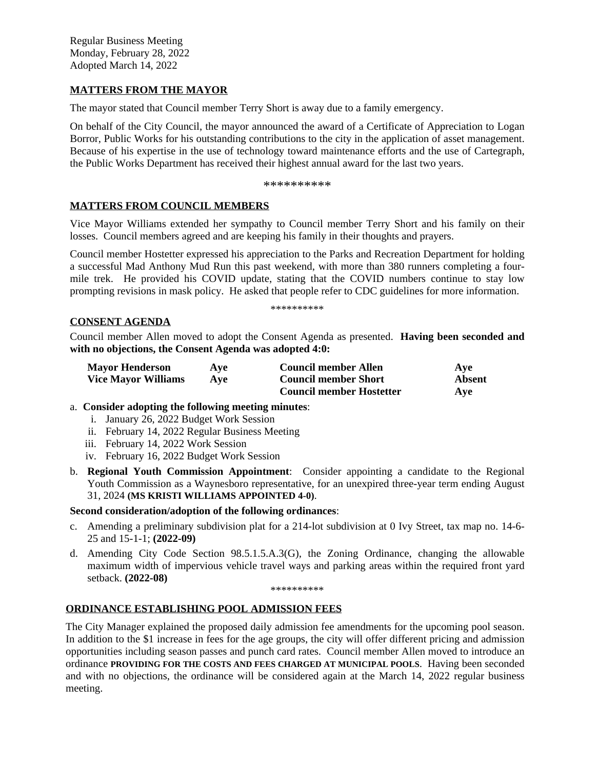Regular Business Meeting
Monday, February 28, 2022
Adopted March 14, 2022

**MATTERS FROM THE MAYOR**

The mayor stated that Council member Terry Short is away due to a family emergency.

On behalf of the City Council, the mayor announced the award of a Certificate of Appreciation to Logan Borror, Public Works for his outstanding contributions to the city in the application of asset management. Because of his expertise in the use of technology toward maintenance efforts and the use of Cartegraph, the Public Works Department has received their highest annual award for the last two years.

**********

**MATTERS FROM COUNCIL MEMBERS**

Vice Mayor Williams extended her sympathy to Council member Terry Short and his family on their losses. Council members agreed and are keeping his family in their thoughts and prayers.

Council member Hostetter expressed his appreciation to the Parks and Recreation Department for holding a successful Mad Anthony Mud Run this past weekend, with more than 380 runners completing a four-mile trek. He provided his COVID update, stating that the COVID numbers continue to stay low prompting revisions in mask policy. He asked that people refer to CDC guidelines for more information.

**********

**CONSENT AGENDA**

Council member Allen moved to adopt the Consent Agenda as presented. **Having been seconded and with no objections, the Consent Agenda was adopted 4:0:**

| | | | |
|---|---|---|---|
| **Mayor Henderson** | **Aye** | **Council member Allen** | **Aye** |
| **Vice Mayor Williams** | **Aye** | **Council member Short** | **Absent** |
| | | **Council member Hostetter** | **Aye** |

a. **Consider adopting the following meeting minutes**:
   i. January 26, 2022 Budget Work Session
   ii. February 14, 2022 Regular Business Meeting
   iii. February 14, 2022 Work Session
   iv. February 16, 2022 Budget Work Session

b. **Regional Youth Commission Appointment**: Consider appointing a candidate to the Regional Youth Commission as a Waynesboro representative, for an unexpired three-year term ending August 31, 2024 **(MS KRISTI WILLIAMS APPOINTED 4-0)**.

**Second consideration/adoption of the following ordinances**:

c. Amending a preliminary subdivision plat for a 214-lot subdivision at 0 Ivy Street, tax map no. 14-6-25 and 15-1-1; **(2022-09)**

d. Amending City Code Section 98.5.1.5.A.3(G), the Zoning Ordinance, changing the allowable maximum width of impervious vehicle travel ways and parking areas within the required front yard setback. **(2022-08)**

**********

**ORDINANCE ESTABLISHING POOL ADMISSION FEES**

The City Manager explained the proposed daily admission fee amendments for the upcoming pool season. In addition to the $1 increase in fees for the age groups, the city will offer different pricing and admission opportunities including season passes and punch card rates. Council member Allen moved to introduce an ordinance **PROVIDING FOR THE COSTS AND FEES CHARGED AT MUNICIPAL POOLS**. Having been seconded and with no objections, the ordinance will be considered again at the March 14, 2022 regular business meeting.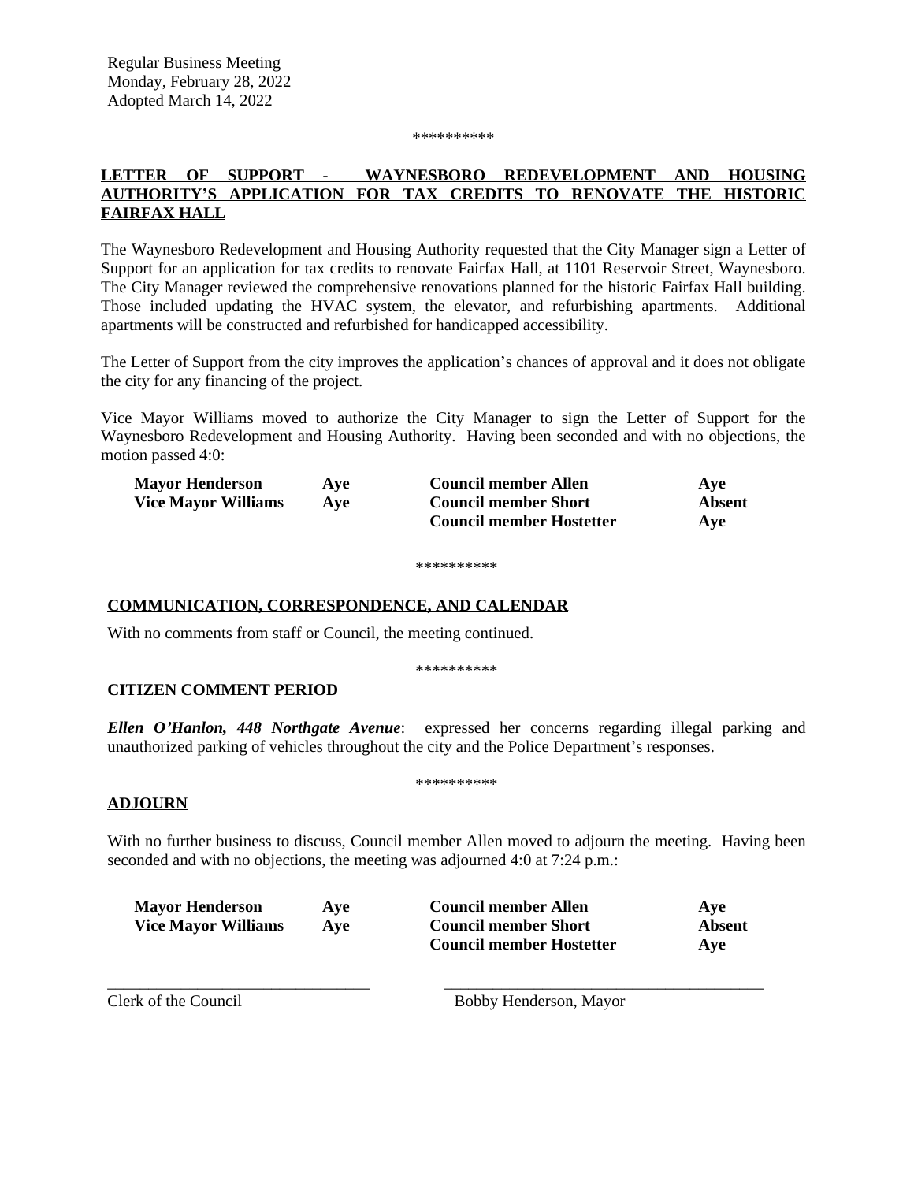Regular Business Meeting
Monday, February 28, 2022
Adopted March 14, 2022

\*\*\*\*\*\*\*\*\*\*

**LETTER OF SUPPORT - WAYNESBORO REDEVELOPMENT AND HOUSING AUTHORITY'S APPLICATION FOR TAX CREDITS TO RENOVATE THE HISTORIC FAIRFAX HALL**

The Waynesboro Redevelopment and Housing Authority requested that the City Manager sign a Letter of Support for an application for tax credits to renovate Fairfax Hall, at 1101 Reservoir Street, Waynesboro. The City Manager reviewed the comprehensive renovations planned for the historic Fairfax Hall building. Those included updating the HVAC system, the elevator, and refurbishing apartments. Additional apartments will be constructed and refurbished for handicapped accessibility.

The Letter of Support from the city improves the application's chances of approval and it does not obligate the city for any financing of the project.

Vice Mayor Williams moved to authorize the City Manager to sign the Letter of Support for the Waynesboro Redevelopment and Housing Authority. Having been seconded and with no objections, the motion passed 4:0:

| | | | |
|---|---|---|---|
| **Mayor Henderson** | **Aye** | **Council member Allen** | **Aye** |
| **Vice Mayor Williams** | **Aye** | **Council member Short** | **Absent** |
| | | **Council member Hostetter** | **Aye** |

\*\*\*\*\*\*\*\*\*\*

**COMMUNICATION, CORRESPONDENCE, AND CALENDAR**

With no comments from staff or Council, the meeting continued.

\*\*\*\*\*\*\*\*\*\*

**CITIZEN COMMENT PERIOD**

***Ellen O'Hanlon, 448 Northgate Avenue***: expressed her concerns regarding illegal parking and unauthorized parking of vehicles throughout the city and the Police Department's responses.

\*\*\*\*\*\*\*\*\*\*

**ADJOURN**

With no further business to discuss, Council member Allen moved to adjourn the meeting. Having been seconded and with no objections, the meeting was adjourned 4:0 at 7:24 p.m.:

| | | | |
|---|---|---|---|
| **Mayor Henderson** | **Aye** | **Council member Allen** | **Aye** |
| **Vice Mayor Williams** | **Aye** | **Council member Short** | **Absent** |
| | | **Council member Hostetter** | **Aye** |

\_\_\_\_\_\_\_\_\_\_\_\_\_\_\_\_\_\_\_\_\_\_\_\_\_\_\_\_\_\_\_\_
Clerk of the Council

\_\_\_\_\_\_\_\_\_\_\_\_\_\_\_\_\_\_\_\_\_\_\_\_\_\_\_\_\_\_\_\_\_\_\_\_\_\_\_
Bobby Henderson, Mayor